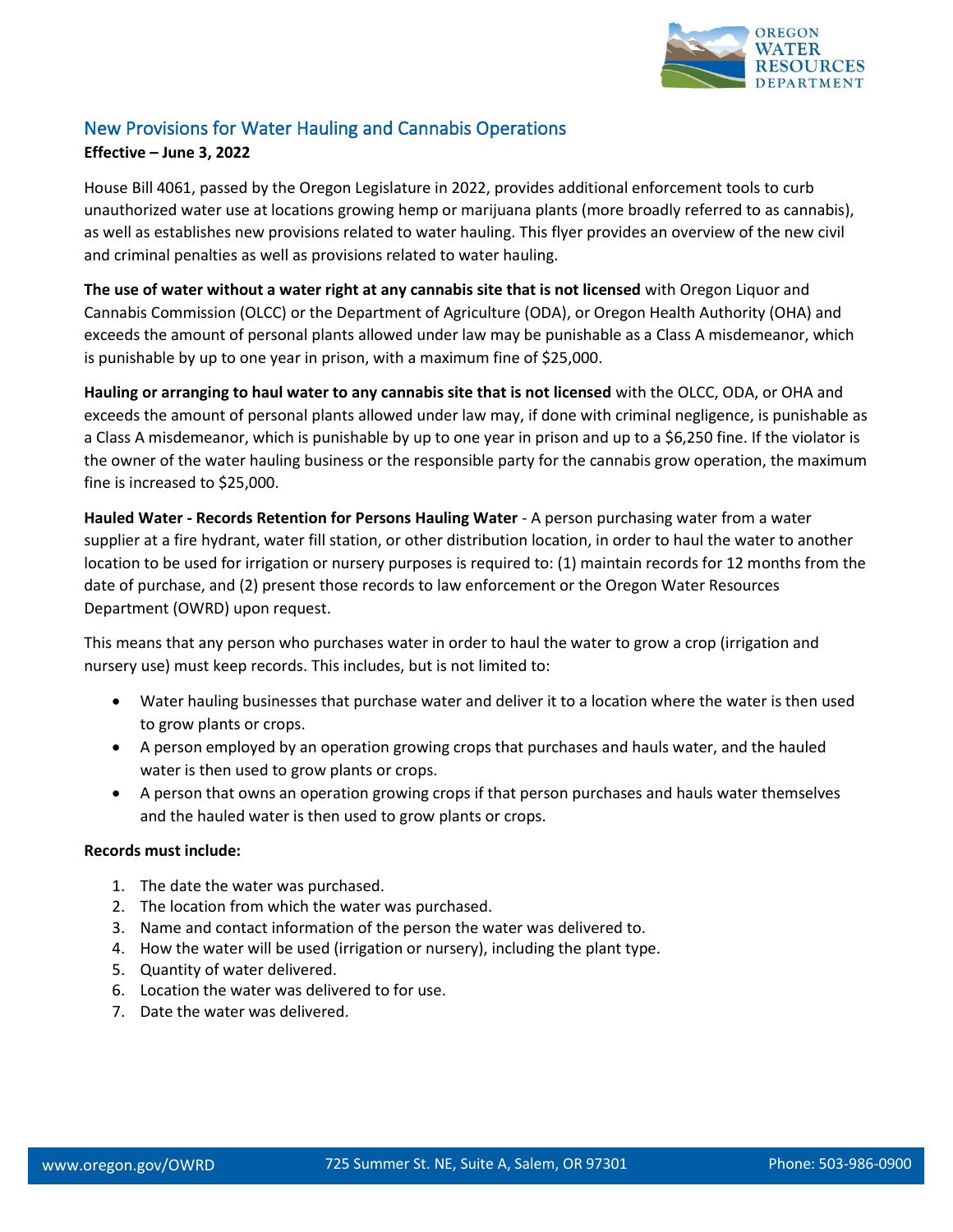## New Provisions for Water Hauling and Cannabis Operations

**Effective – June 3, 2022**

House Bill 4061, passed by the Oregon Legislature in 2022, provides additional enforcement tools to curb unauthorized water use at locations growing hemp or marijuana plants (more broadly referred to as cannabis), as well as establishes new provisions related to water hauling. This flyer provides an overview of the new civil and criminal penalties as well as provisions related to water hauling.

**The use of water without a water right at any cannabis site that is not licensed** with Oregon Liquor and Cannabis Commission (OLCC) or the Department of Agriculture (ODA), or Oregon Health Authority (OHA) and exceeds the amount of personal plants allowed under law may be punishable as a Class A misdemeanor, which is punishable by up to one year in prison, with a maximum fine of $25,000.

**Hauling or arranging to haul water to any cannabis site that is not licensed** with the OLCC, ODA, or OHA and exceeds the amount of personal plants allowed under law may, if done with criminal negligence, is punishable as a Class A misdemeanor, which is punishable by up to one year in prison and up to a $6,250 fine. If the violator is the owner of the water hauling business or the responsible party for the cannabis grow operation, the maximum fine is increased to $25,000.

**Hauled Water - Records Retention for Persons Hauling Water** - A person purchasing water from a water supplier at a fire hydrant, water fill station, or other distribution location, in order to haul the water to another location to be used for irrigation or nursery purposes is required to: (1) maintain records for 12 months from the date of purchase, and (2) present those records to law enforcement or the Oregon Water Resources Department (OWRD) upon request.

This means that any person who purchases water in order to haul the water to grow a crop (irrigation and nursery use) must keep records. This includes, but is not limited to:

- Water hauling businesses that purchase water and deliver it to a location where the water is then used to grow plants or crops.
- A person employed by an operation growing crops that purchases and hauls water, and the hauled water is then used to grow plants or crops.
- A person that owns an operation growing crops if that person purchases and hauls water themselves and the hauled water is then used to grow plants or crops.

**Records must include:**

1. The date the water was purchased.
2. The location from which the water was purchased.
3. Name and contact information of the person the water was delivered to.
4. How the water will be used (irrigation or nursery), including the plant type.
5. Quantity of water delivered.
6. Location the water was delivered to for use.
7. Date the water was delivered.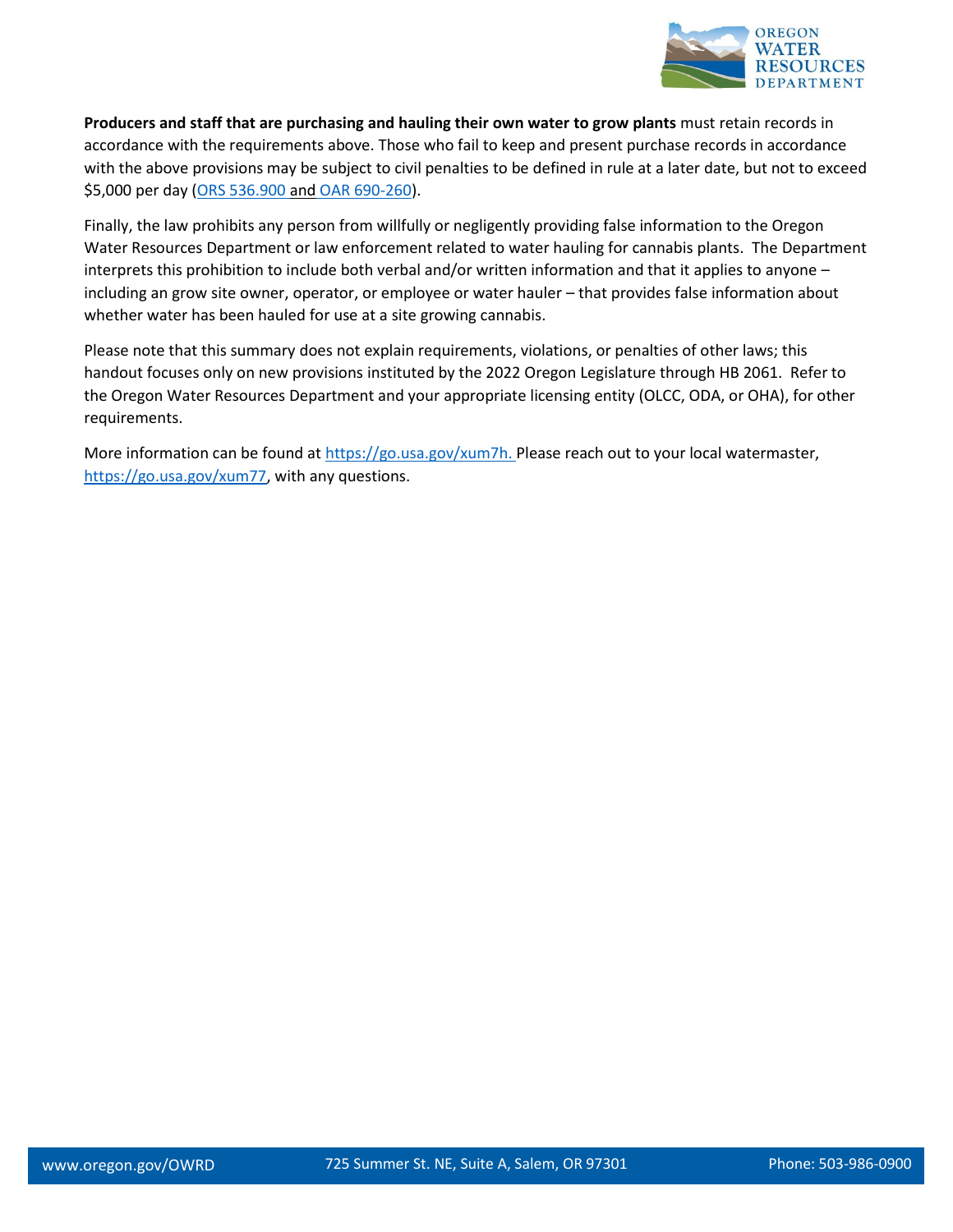**Producers and staff that are purchasing and hauling their own water to grow plants** must retain records in accordance with the requirements above. Those who fail to keep and present purchase records in accordance with the above provisions may be subject to civil penalties to be defined in rule at a later date, but not to exceed $5,000 per day (ORS 536.900 and OAR 690-260).

Finally, the law prohibits any person from willfully or negligently providing false information to the Oregon Water Resources Department or law enforcement related to water hauling for cannabis plants. The Department interprets this prohibition to include both verbal and/or written information and that it applies to anyone – including an grow site owner, operator, or employee or water hauler – that provides false information about whether water has been hauled for use at a site growing cannabis.

Please note that this summary does not explain requirements, violations, or penalties of other laws; this handout focuses only on new provisions instituted by the 2022 Oregon Legislature through HB 2061. Refer to the Oregon Water Resources Department and your appropriate licensing entity (OLCC, ODA, or OHA), for other requirements.

More information can be found at https://go.usa.gov/xum7h. Please reach out to your local watermaster, https://go.usa.gov/xum77, with any questions.